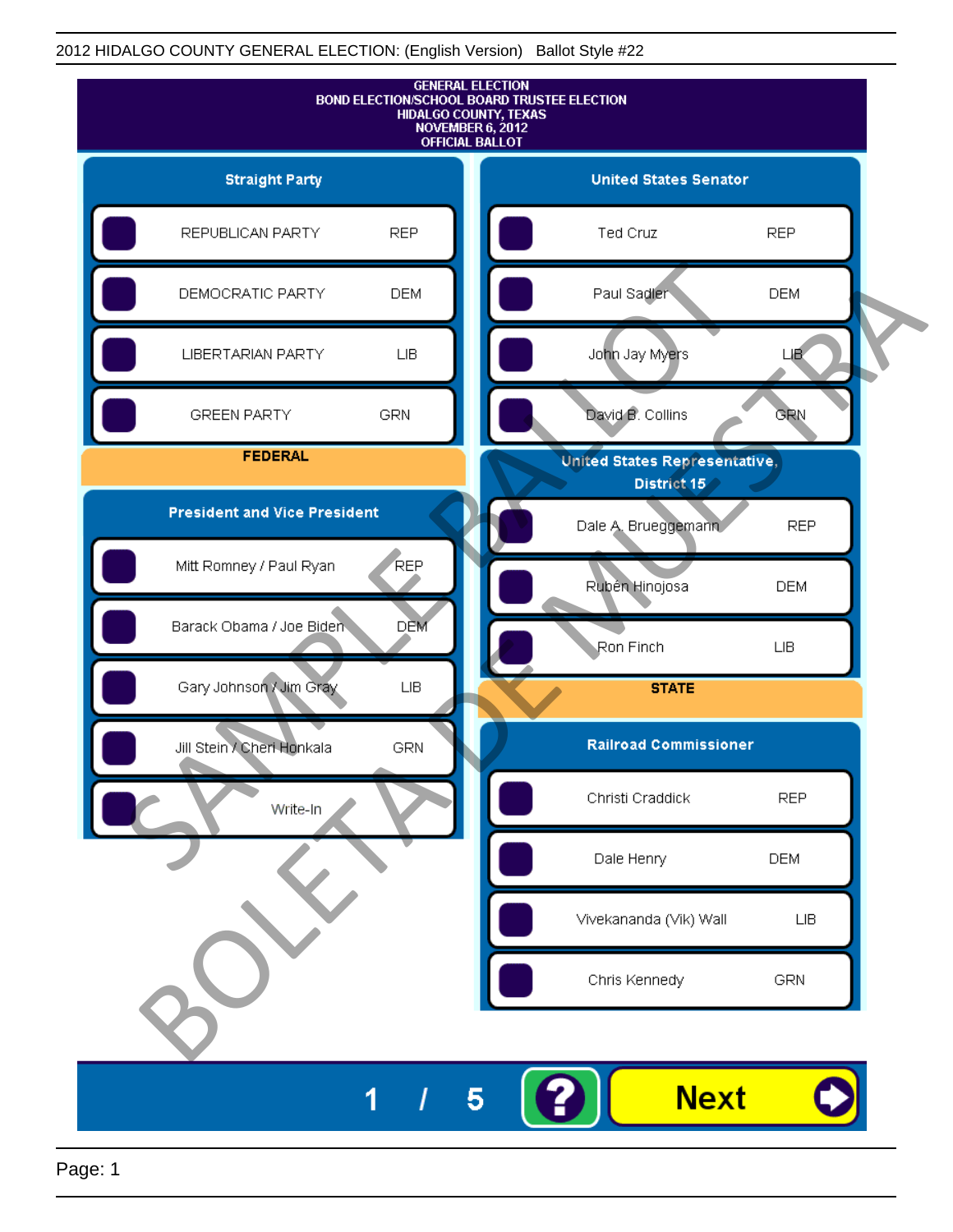2012 HIDALGO COUNTY GENERAL ELECTION: (English Version) Ballot Style #22

# GENERAL ELECTION
## BOND ELECTION/SCHOOL BOARD TRUSTEE ELECTION
## HIDALGO COUNTY, TEXAS
## NOVEMBER 6, 2012
## OFFICIAL BALLOT

### Straight Party

| Party | |
|---|---|
| REPUBLICAN PARTY | REP |
| DEMOCRATIC PARTY | DEM |
| LIBERTARIAN PARTY | LIB |
| GREEN PARTY | GRN |

## FEDERAL

### President and Vice President

| Candidate | Party |
|---|---|
| Mitt Romney / Paul Ryan | REP |
| Barack Obama / Joe Biden | DEM |
| Gary Johnson / Jim Gray | LIB |
| Jill Stein / Cheri Honkala | GRN |
| Write-In | |

### United States Senator

| Candidate | Party |
|---|---|
| Ted Cruz | REP |
| Paul Sadler | DEM |
| John Jay Myers | LIB |
| David B. Collins | GRN |

### United States Representative, District 15

| Candidate | Party |
|---|---|
| Dale A. Brueggemann | REP |
| Rubén Hinojosa | DEM |
| Ron Finch | LIB |

## STATE

### Railroad Commissioner

| Candidate | Party |
|---|---|
| Christi Craddick | REP |
| Dale Henry | DEM |
| Vivekananda (Vik) Wall | LIB |
| Chris Kennedy | GRN |

1 / 5 ? Next

SAMPLE BALLOT
BOLETA DE MUESTRA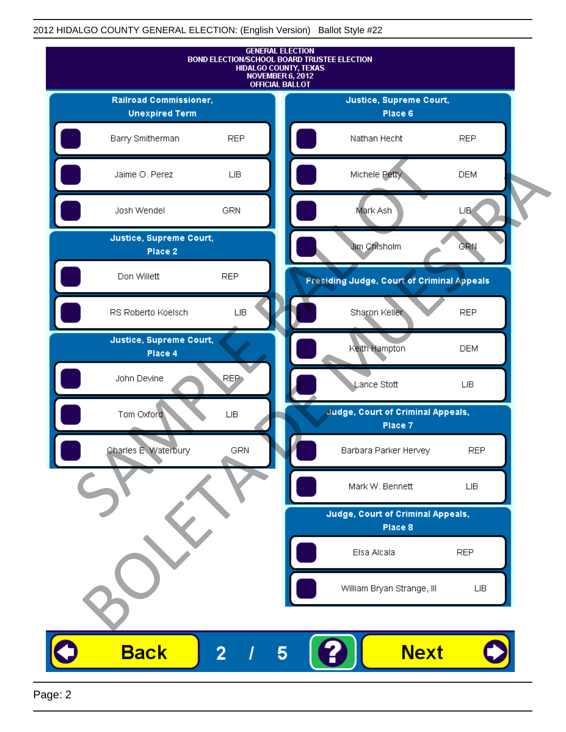2012 HIDALGO COUNTY GENERAL ELECTION: (English Version) Ballot Style #22

# GENERAL ELECTION
## BOND ELECTION/SCHOOL BOARD TRUSTEE ELECTION
## HIDALGO COUNTY, TEXAS
## NOVEMBER 6, 2012
## OFFICIAL BALLOT

### Railroad Commissioner, Unexpired Term

| Candidate | Party |
|---|---|
| Barry Smitherman | REP |
| Jaime O. Perez | LIB |
| Josh Wendel | GRN |

### Justice, Supreme Court, Place 2

| Candidate | Party |
|---|---|
| Don Willett | REP |
| RS Roberto Koelsch | LIB |

### Justice, Supreme Court, Place 4

| Candidate | Party |
|---|---|
| John Devine | REP |
| Tom Oxford | LIB |
| Charles E. Waterbury | GRN |

### Justice, Supreme Court, Place 6

| Candidate | Party |
|---|---|
| Nathan Hecht | REP |
| Michele Petty | DEM |
| Mark Ash | LIB |
| Jim Chisholm | GRN |

### Presiding Judge, Court of Criminal Appeals

| Candidate | Party |
|---|---|
| Sharon Keller | REP |
| Keith Hampton | DEM |
| Lance Stott | LIB |

### Judge, Court of Criminal Appeals, Place 7

| Candidate | Party |
|---|---|
| Barbara Parker Hervey | REP |
| Mark W. Bennett | LIB |

### Judge, Court of Criminal Appeals, Place 8

| Candidate | Party |
|---|---|
| Elsa Alcala | REP |
| William Bryan Strange, III | LIB |

SAMPLE BALLOT
BOLETA DE MUESTRA

Back 2 / 5 ? Next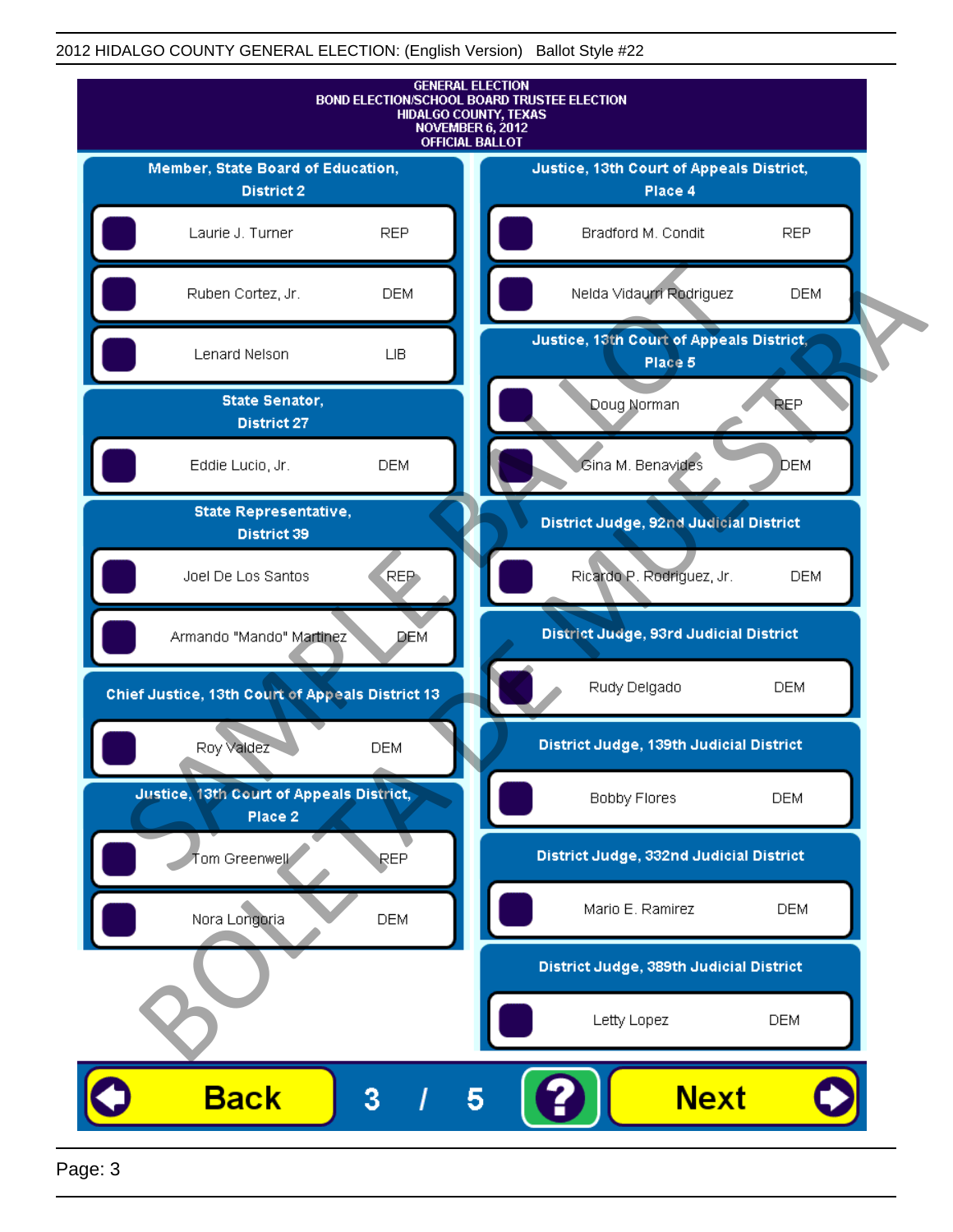GENERAL ELECTION
BOND ELECTION/SCHOOL BOARD TRUSTEE ELECTION
HIDALGO COUNTY, TEXAS
NOVEMBER 6, 2012
OFFICIAL BALLOT

## Member, State Board of Education, District 2

| Candidate | Party |
|---|---|
| Laurie J. Turner | REP |
| Ruben Cortez, Jr. | DEM |
| Lenard Nelson | LIB |

## State Senator, District 27

| Candidate | Party |
|---|---|
| Eddie Lucio, Jr. | DEM |

## State Representative, District 39

| Candidate | Party |
|---|---|
| Joel De Los Santos | REP |
| Armando "Mando" Martinez | DEM |

## Chief Justice, 13th Court of Appeals District 13

| Candidate | Party |
|---|---|
| Roy Valdez | DEM |

## Justice, 13th Court of Appeals District, Place 2

| Candidate | Party |
|---|---|
| Tom Greenwell | REP |
| Nora Longoria | DEM |

## Justice, 13th Court of Appeals District, Place 4

| Candidate | Party |
|---|---|
| Bradford M. Condit | REP |
| Nelda Vidaurri Rodriguez | DEM |

## Justice, 13th Court of Appeals District, Place 5

| Candidate | Party |
|---|---|
| Doug Norman | REP |
| Gina M. Benavides | DEM |

## District Judge, 92nd Judicial District

| Candidate | Party |
|---|---|
| Ricardo P. Rodriguez, Jr. | DEM |

## District Judge, 93rd Judicial District

| Candidate | Party |
|---|---|
| Rudy Delgado | DEM |

## District Judge, 139th Judicial District

| Candidate | Party |
|---|---|
| Bobby Flores | DEM |

## District Judge, 332nd Judicial District

| Candidate | Party |
|---|---|
| Mario E. Ramirez | DEM |

## District Judge, 389th Judicial District

| Candidate | Party |
|---|---|
| Letty Lopez | DEM |

SAMPLE BALLOT / BOLETA DE MUESTRA

Back 3 / 5 ? Next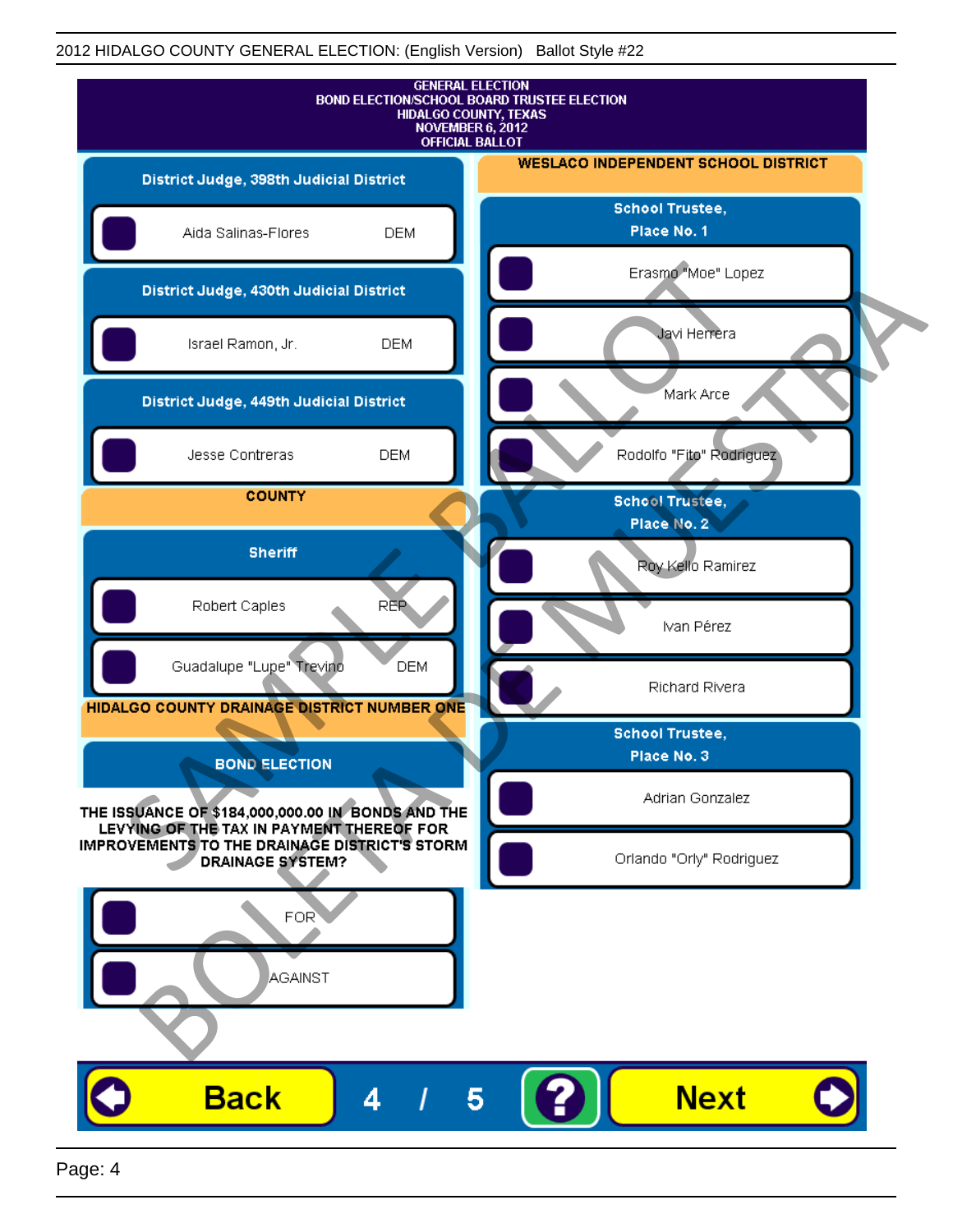2012 HIDALGO COUNTY GENERAL ELECTION: (English Version) Ballot Style #22

# GENERAL ELECTION
# BOND ELECTION/SCHOOL BOARD TRUSTEE ELECTION
# HIDALGO COUNTY, TEXAS
# NOVEMBER 6, 2012
# OFFICIAL BALLOT

### District Judge, 398th Judicial District

- Aida Salinas-Flores DEM

### District Judge, 430th Judicial District

- Israel Ramon, Jr. DEM

### District Judge, 449th Judicial District

- Jesse Contreras DEM

## COUNTY

### Sheriff

- Robert Caples REP
- Guadalupe "Lupe" Trevino DEM

## HIDALGO COUNTY DRAINAGE DISTRICT NUMBER ONE

### BOND ELECTION

**THE ISSUANCE OF $184,000,000.00 IN BONDS AND THE LEVYING OF THE TAX IN PAYMENT THEREOF FOR IMPROVEMENTS TO THE DRAINAGE DISTRICT'S STORM DRAINAGE SYSTEM?**

- FOR
- AGAINST

## WESLACO INDEPENDENT SCHOOL DISTRICT

### School Trustee, Place No. 1

- Erasmo "Moe" Lopez
- Javi Herrera
- Mark Arce
- Rodolfo "Fito" Rodriguez

### School Trustee, Place No. 2

- Roy Kello Ramirez
- Ivan Pérez
- Richard Rivera

### School Trustee, Place No. 3

- Adrian Gonzalez
- Orlando "Orly" Rodriguez

SAMPLE BALLOT BOLETA DE MUESTRA

Back 4 / 5 ? Next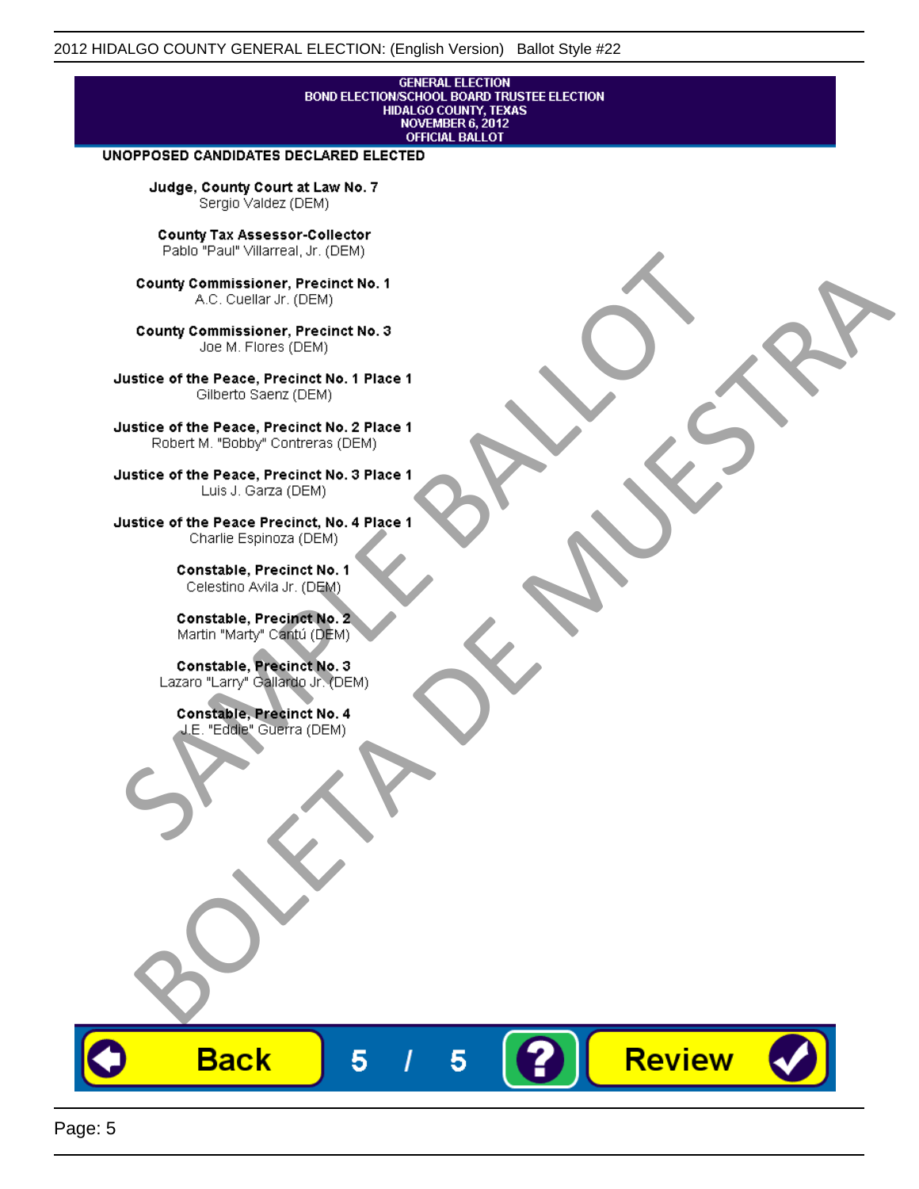GENERAL ELECTION
BOND ELECTION/SCHOOL BOARD TRUSTEE ELECTION
HIDALGO COUNTY, TEXAS
NOVEMBER 6, 2012
OFFICIAL BALLOT

**UNOPPOSED CANDIDATES DECLARED ELECTED**

**Judge, County Court at Law No. 7**
Sergio Valdez (DEM)

**County Tax Assessor-Collector**
Pablo "Paul" Villarreal, Jr. (DEM)

**County Commissioner, Precinct No. 1**
A.C. Cuellar Jr. (DEM)

**County Commissioner, Precinct No. 3**
Joe M. Flores (DEM)

**Justice of the Peace, Precinct No. 1 Place 1**
Gilberto Saenz (DEM)

**Justice of the Peace, Precinct No. 2 Place 1**
Robert M. "Bobby" Contreras (DEM)

**Justice of the Peace, Precinct No. 3 Place 1**
Luis J. Garza (DEM)

**Justice of the Peace Precinct, No. 4 Place 1**
Charlie Espinoza (DEM)

**Constable, Precinct No. 1**
Celestino Avila Jr. (DEM)

**Constable, Precinct No. 2**
Martin "Marty" Cantú (DEM)

**Constable, Precinct No. 3**
Lazaro "Larry" Gallardo Jr. (DEM)

**Constable, Precinct No. 4**
J.E. "Eddie" Guerra (DEM)

SAMPLE BALLOT
BOLETA DE MUESTRA

Back 5 / 5 ? Review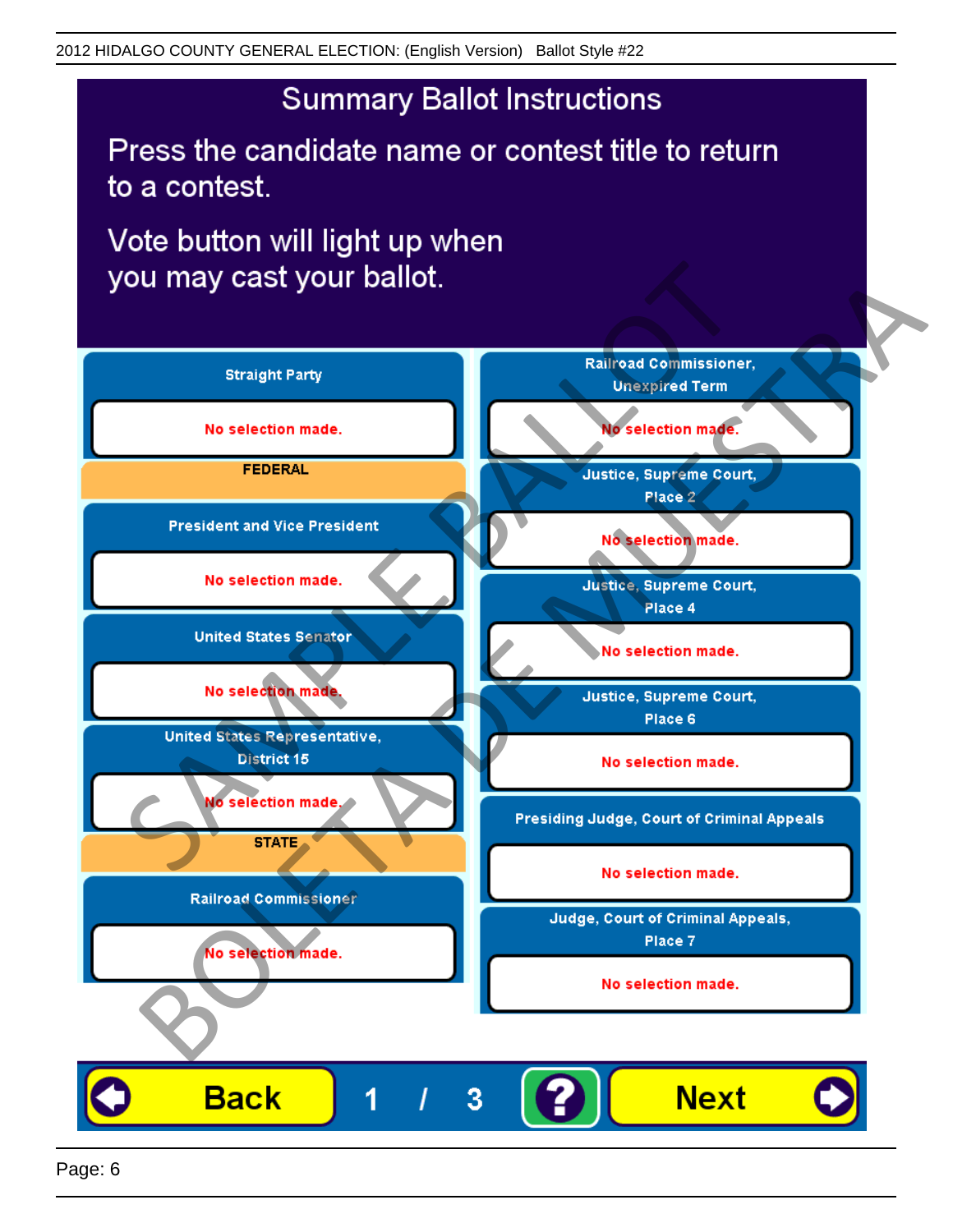# Summary Ballot Instructions

Press the candidate name or contest title to return to a contest.

Vote button will light up when you may cast your ballot.

**Straight Party**

No selection made.

**FEDERAL**

**President and Vice President**

No selection made.

**United States Senator**

No selection made.

**United States Representative, District 15**

No selection made.

**STATE**

**Railroad Commissioner**

No selection made.

**Railroad Commissioner, Unexpired Term**

No selection made.

**Justice, Supreme Court, Place 2**

No selection made.

**Justice, Supreme Court, Place 4**

No selection made.

**Justice, Supreme Court, Place 6**

No selection made.

**Presiding Judge, Court of Criminal Appeals**

No selection made.

**Judge, Court of Criminal Appeals, Place 7**

No selection made.

Back | 1 / 3 | ? | Next

SAMPLE BALLOT
BOLETA DE MUESTRA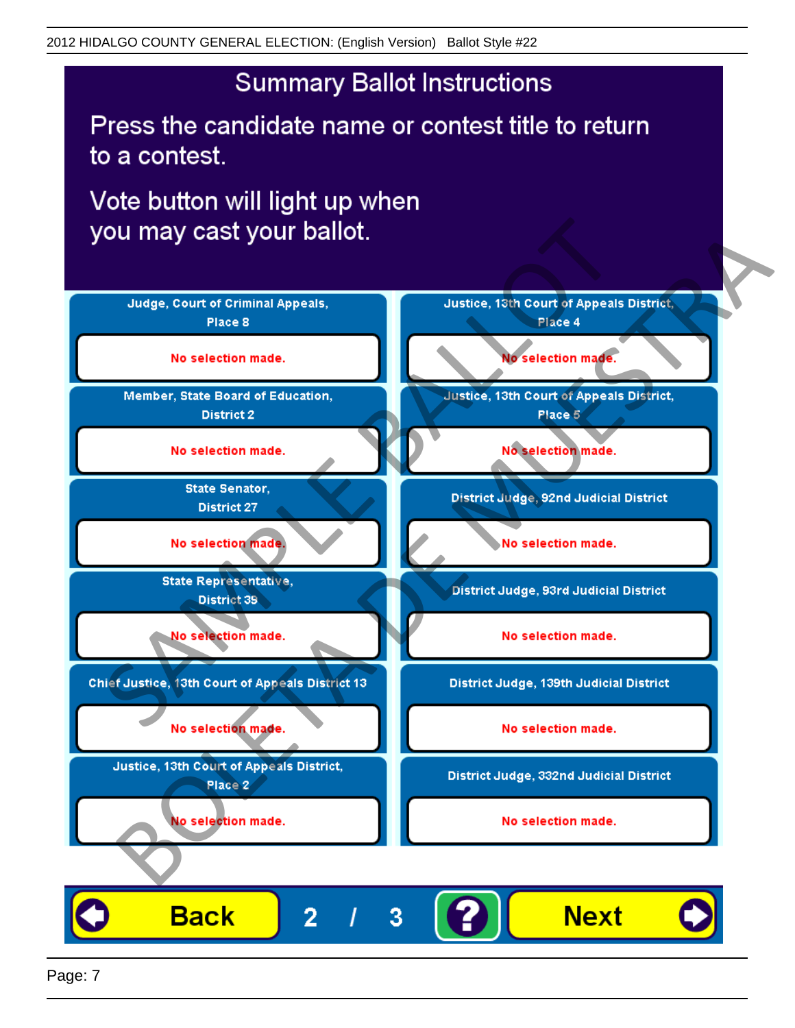# Summary Ballot Instructions

Press the candidate name or contest title to return to a contest.

Vote button will light up when you may cast your ballot.

**Judge, Court of Criminal Appeals, Place 8**
No selection made.

**Member, State Board of Education, District 2**
No selection made.

**State Senator, District 27**
No selection made.

**State Representative, District 39**
No selection made.

**Chief Justice, 13th Court of Appeals District 13**
No selection made.

**Justice, 13th Court of Appeals District, Place 2**
No selection made.

**Justice, 13th Court of Appeals District, Place 4**
No selection made.

**Justice, 13th Court of Appeals District, Place 5**
No selection made.

**District Judge, 92nd Judicial District**
No selection made.

**District Judge, 93rd Judicial District**
No selection made.

**District Judge, 139th Judicial District**
No selection made.

**District Judge, 332nd Judicial District**
No selection made.

Back 2 / 3 ? Next

SAMPLE BALLOT BOLETA DE MUESTRA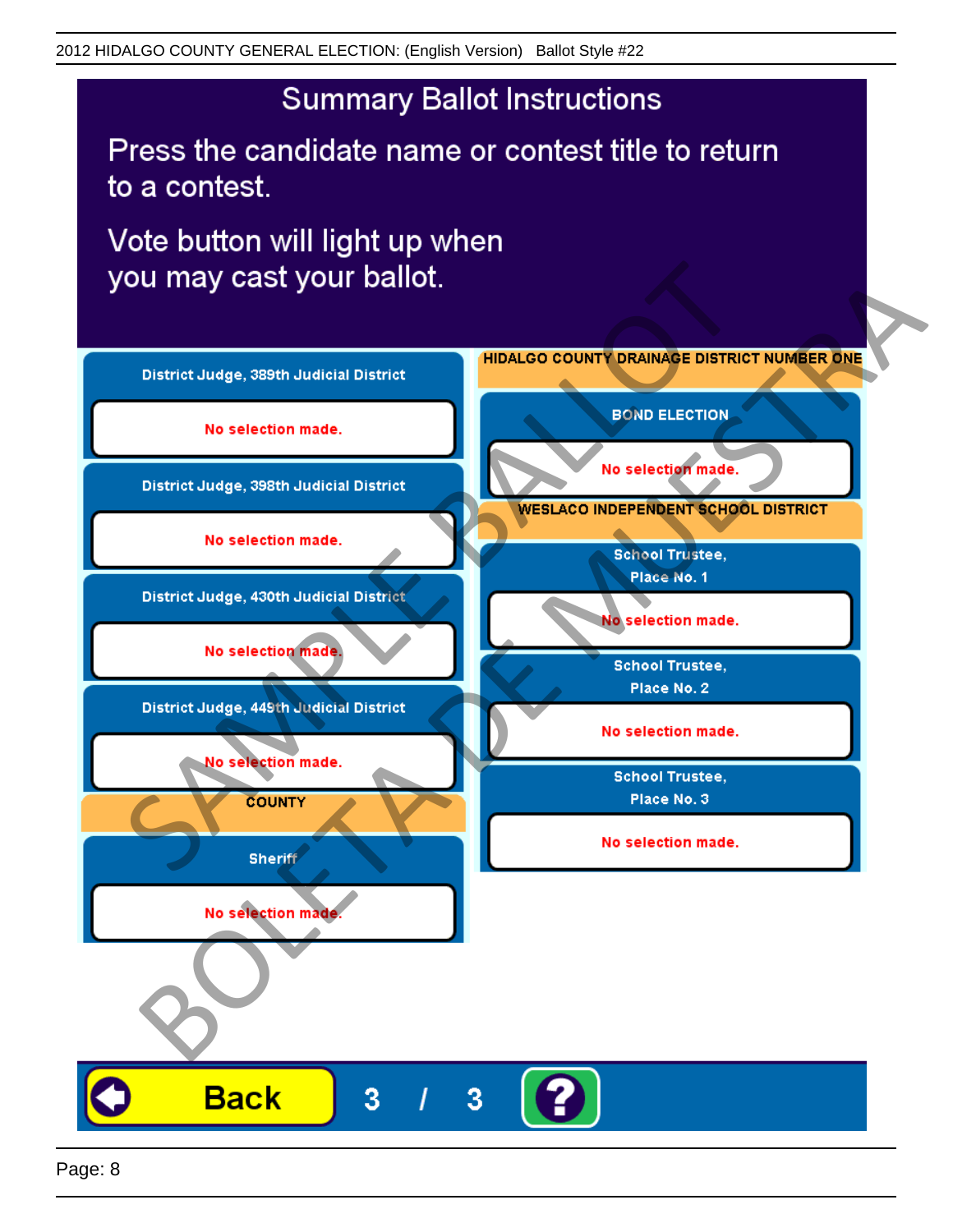# Summary Ballot Instructions

Press the candidate name or contest title to return to a contest.

Vote button will light up when you may cast your ballot.

**District Judge, 389th Judicial District**

No selection made.

**District Judge, 398th Judicial District**

No selection made.

**District Judge, 430th Judicial District**

No selection made.

**District Judge, 449th Judicial District**

No selection made.

**COUNTY**

**Sheriff**

No selection made.

**HIDALGO COUNTY DRAINAGE DISTRICT NUMBER ONE**

**BOND ELECTION**

No selection made.

**WESLACO INDEPENDENT SCHOOL DISTRICT**

**School Trustee, Place No. 1**

No selection made.

**School Trustee, Place No. 2**

No selection made.

**School Trustee, Place No. 3**

No selection made.

Back

3 / 3

?

SAMPLE BALLOT

BOLETA DE MUESTRA